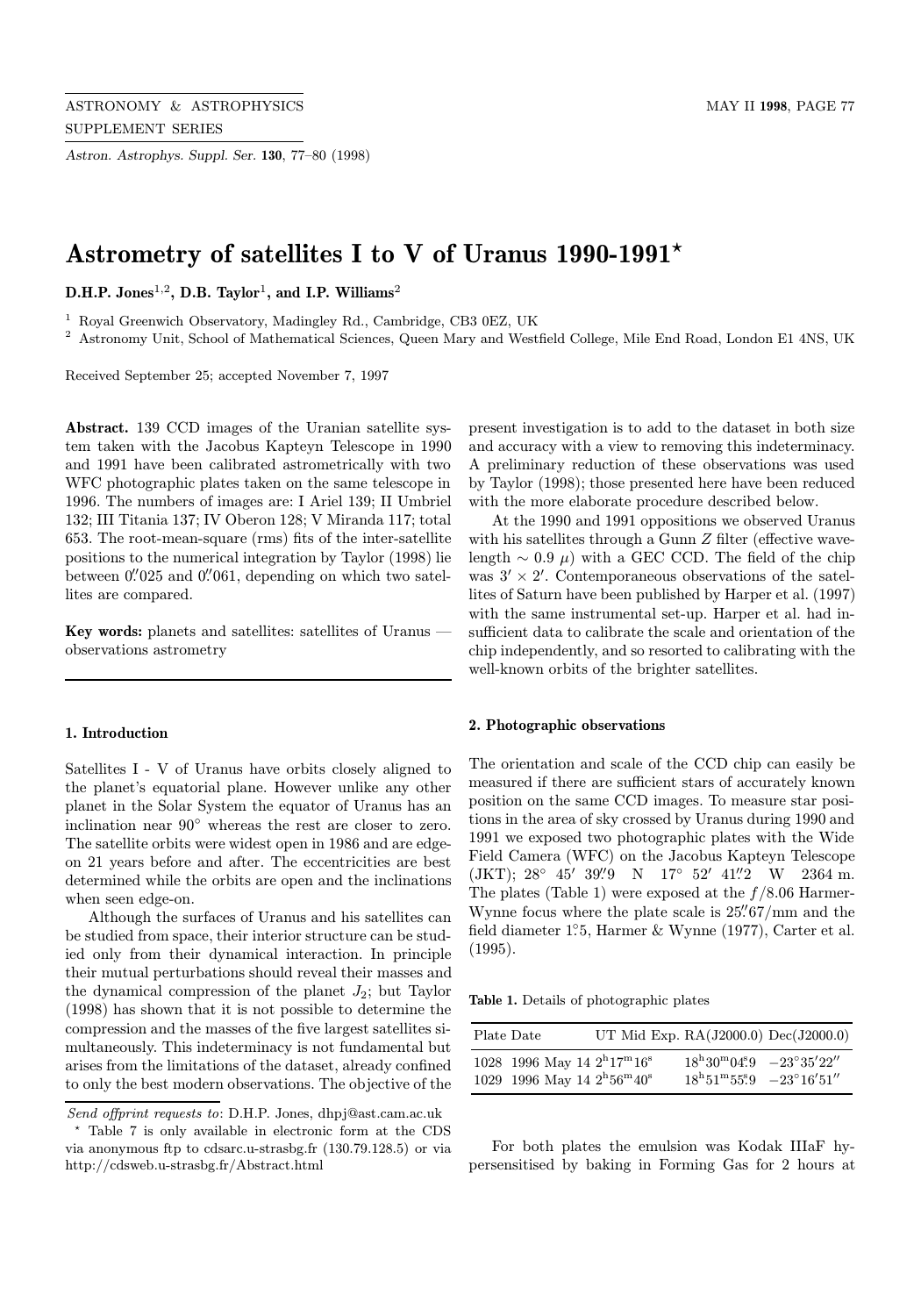# Astrometry of satellites I to V of Uranus 1990-1991*

**D.H.P. Jones**[1,2], **D.B. Taylor**[1], **and I.P. Williams**[2]

[1] Royal Greenwich Observatory, Madingley Rd., Cambridge, CB3 0EZ, UK

[2] Astronomy Unit, School of Mathematical Sciences, Queen Mary and Westfield College, Mile End Road, London E1 4NS, UK

Received September 25; accepted November 7, 1997

**Abstract.** 139 CCD images of the Uranian satellite system taken with the Jacobus Kapteyn Telescope in 1990 and 1991 have been calibrated astrometrically with two WFC photographic plates taken on the same telescope in 1996. The numbers of images are: I Ariel 139; II Umbriel 132; III Titania 137; IV Oberon 128; V Miranda 117; total 653. The root-mean-square (rms) fits of the inter-satellite positions to the numerical integration by Taylor (1998) lie between $0.''025$ and $0.''061$, depending on which two satellites are compared.

**Key words:** planets and satellites: satellites of Uranus — observations astrometry

## 1. Introduction

Satellites I - V of Uranus have orbits closely aligned to the planet's equatorial plane. However unlike any other planet in the Solar System the equator of Uranus has an inclination near 90° whereas the rest are closer to zero. The satellite orbits were widest open in 1986 and are edge-on 21 years before and after. The eccentricities are best determined while the orbits are open and the inclinations when seen edge-on.

Although the surfaces of Uranus and his satellites can be studied from space, their interior structure can be studied only from their dynamical interaction. In principle their mutual perturbations should reveal their masses and the dynamical compression of the planet $J_2$; but Taylor (1998) has shown that it is not possible to determine the compression and the masses of the five largest satellites simultaneously. This indeterminacy is not fundamental but arises from the limitations of the dataset, already confined to only the best modern observations. The objective of the present investigation is to add to the dataset in both size and accuracy with a view to removing this indeterminacy. A preliminary reduction of these observations was used by Taylor (1998); those presented here have been reduced with the more elaborate procedure described below.

At the 1990 and 1991 oppositions we observed Uranus with his satellites through a Gunn $Z$ filter (effective wavelength $\sim 0.9\ \mu$) with a GEC CCD. The field of the chip was $3' \times 2'$. Contemporaneous observations of the satellites of Saturn have been published by Harper et al. (1997) with the same instrumental set-up. Harper et al. had insufficient data to calibrate the scale and orientation of the chip independently, and so resorted to calibrating with the well-known orbits of the brighter satellites.

## 2. Photographic observations

The orientation and scale of the CCD chip can easily be measured if there are sufficient stars of accurately known position on the same CCD images. To measure star positions in the area of sky crossed by Uranus during 1990 and 1991 we exposed two photographic plates with the Wide Field Camera (WFC) on the Jacobus Kapteyn Telescope (JKT); 28° 45′ 39.″9 N 17° 52′ 41.″2 W 2364 m. The plates (Table 1) were exposed at the $f/8.06$ Harmer-Wynne focus where the plate scale is 25.″67/mm and the field diameter 1.°5, Harmer & Wynne (1977), Carter et al. (1995).

**Table 1.** Details of photographic plates

| Plate | Date | UT Mid Exp. | RA(J2000.0) | Dec(J2000.0) |
|---|---|---|---|---|
| 1028 | 1996 May 14 | $2^h17^m16^s$ | $18^h30^m04.^s9$ | $-23°35'22''$ |
| 1029 | 1996 May 14 | $2^h56^m40^s$ | $18^h51^m55.^s9$ | $-23°16'51''$ |

For both plates the emulsion was Kodak IIIaF hypersensitised by baking in Forming Gas for 2 hours at

*Send offprint requests to*: D.H.P. Jones, dhpj@ast.cam.ac.uk

\* Table 7 is only available in electronic form at the CDS via anonymous ftp to cdsarc.u-strasbg.fr (130.79.128.5) or via http://cdsweb.u-strasbg.fr/Abstract.html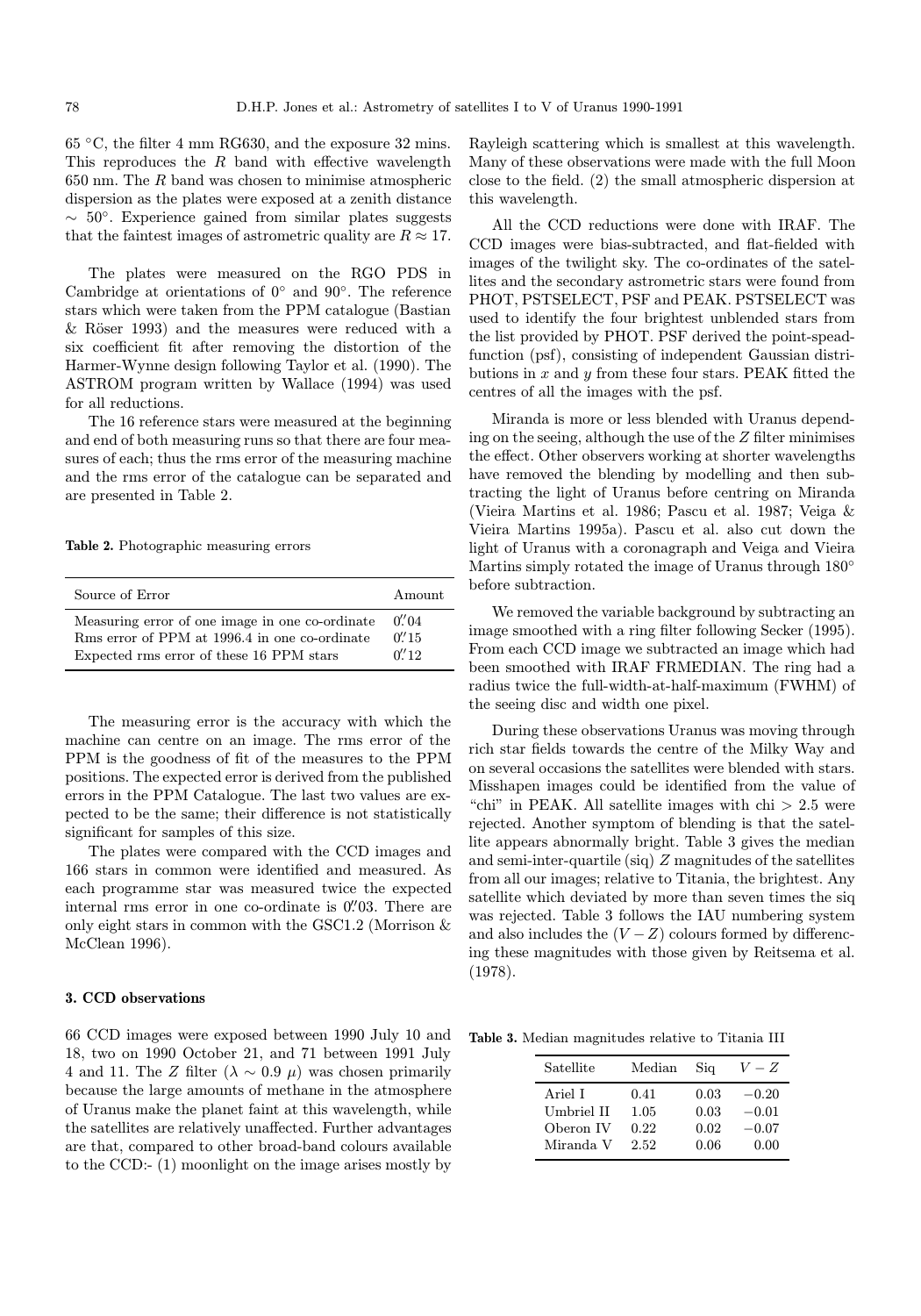65 °C, the filter 4 mm RG630, and the exposure 32 mins. This reproduces the $R$ band with effective wavelength 650 nm. The $R$ band was chosen to minimise atmospheric dispersion as the plates were exposed at a zenith distance $\sim 50^\circ$. Experience gained from similar plates suggests that the faintest images of astrometric quality are $R \approx 17$.

The plates were measured on the RGO PDS in Cambridge at orientations of $0^\circ$ and $90^\circ$. The reference stars which were taken from the PPM catalogue (Bastian & Röser 1993) and the measures were reduced with a six coefficient fit after removing the distortion of the Harmer-Wynne design following Taylor et al. (1990). The ASTROM program written by Wallace (1994) was used for all reductions.

The 16 reference stars were measured at the beginning and end of both measuring runs so that there are four measures of each; thus the rms error of the measuring machine and the rms error of the catalogue can be separated and are presented in Table 2.

**Table 2.** Photographic measuring errors

| Source of Error | Amount |
|---|---|
| Measuring error of one image in one co-ordinate | $0\farcs04$ |
| Rms error of PPM at 1996.4 in one co-ordinate | $0\farcs15$ |
| Expected rms error of these 16 PPM stars | $0\farcs12$ |

The measuring error is the accuracy with which the machine can centre on an image. The rms error of the PPM is the goodness of fit of the measures to the PPM positions. The expected error is derived from the published errors in the PPM Catalogue. The last two values are expected to be the same; their difference is not statistically significant for samples of this size.

The plates were compared with the CCD images and 166 stars in common were identified and measured. As each programme star was measured twice the expected internal rms error in one co-ordinate is $0\farcs03$. There are only eight stars in common with the GSC1.2 (Morrison & McClean 1996).

### 3. CCD observations

66 CCD images were exposed between 1990 July 10 and 18, two on 1990 October 21, and 71 between 1991 July 4 and 11. The $Z$ filter ($\lambda \sim 0.9\ \mu$) was chosen primarily because the large amounts of methane in the atmosphere of Uranus make the planet faint at this wavelength, while the satellites are relatively unaffected. Further advantages are that, compared to other broad-band colours available to the CCD:- (1) moonlight on the image arises mostly by Rayleigh scattering which is smallest at this wavelength. Many of these observations were made with the full Moon close to the field. (2) the small atmospheric dispersion at this wavelength.

All the CCD reductions were done with IRAF. The CCD images were bias-subtracted, and flat-fielded with images of the twilight sky. The co-ordinates of the satellites and the secondary astrometric stars were found from PHOT, PSTSELECT, PSF and PEAK. PSTSELECT was used to identify the four brightest unblended stars from the list provided by PHOT. PSF derived the point-spead-function (psf), consisting of independent Gaussian distributions in $x$ and $y$ from these four stars. PEAK fitted the centres of all the images with the psf.

Miranda is more or less blended with Uranus depending on the seeing, although the use of the $Z$ filter minimises the effect. Other observers working at shorter wavelengths have removed the blending by modelling and then subtracting the light of Uranus before centring on Miranda (Vieira Martins et al. 1986; Pascu et al. 1987; Veiga & Vieira Martins 1995a). Pascu et al. also cut down the light of Uranus with a coronagraph and Veiga and Vieira Martins simply rotated the image of Uranus through $180^\circ$ before subtraction.

We removed the variable background by subtracting an image smoothed with a ring filter following Secker (1995). From each CCD image we subtracted an image which had been smoothed with IRAF FRMEDIAN. The ring had a radius twice the full-width-at-half-maximum (FWHM) of the seeing disc and width one pixel.

During these observations Uranus was moving through rich star fields towards the centre of the Milky Way and on several occasions the satellites were blended with stars. Misshapen images could be identified from the value of "chi" in PEAK. All satellite images with chi $> 2.5$ were rejected. Another symptom of blending is that the satellite appears abnormally bright. Table 3 gives the median and semi-inter-quartile (siq) $Z$ magnitudes of the satellites from all our images; relative to Titania, the brightest. Any satellite which deviated by more than seven times the siq was rejected. Table 3 follows the IAU numbering system and also includes the $(V - Z)$ colours formed by differencing these magnitudes with those given by Reitsema et al. (1978).

**Table 3.** Median magnitudes relative to Titania III

| Satellite | Median | Siq | $V - Z$ |
|---|---|---|---|
| Ariel I | 0.41 | 0.03 | $-0.20$ |
| Umbriel II | 1.05 | 0.03 | $-0.01$ |
| Oberon IV | 0.22 | 0.02 | $-0.07$ |
| Miranda V | 2.52 | 0.06 | 0.00 |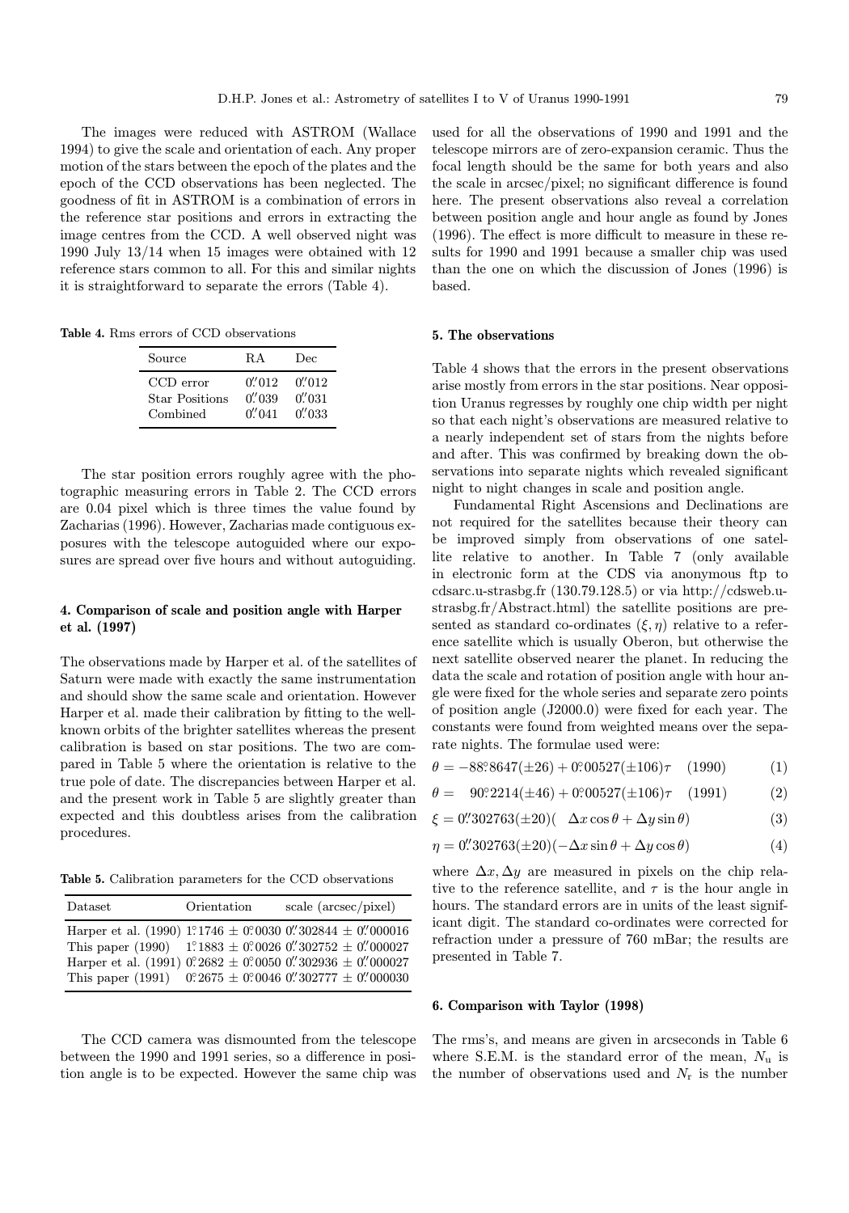The images were reduced with ASTROM (Wallace 1994) to give the scale and orientation of each. Any proper motion of the stars between the epoch of the plates and the epoch of the CCD observations has been neglected. The goodness of fit in ASTROM is a combination of errors in the reference star positions and errors in extracting the image centres from the CCD. A well observed night was 1990 July 13/14 when 15 images were obtained with 12 reference stars common to all. For this and similar nights it is straightforward to separate the errors (Table 4).

**Table 4.** Rms errors of CCD observations

| Source | RA | Dec |
|---|---|---|
| CCD error | 0.″012 | 0.″012 |
| Star Positions | 0.″039 | 0.″031 |
| Combined | 0.″041 | 0.″033 |

The star position errors roughly agree with the photographic measuring errors in Table 2. The CCD errors are 0.04 pixel which is three times the value found by Zacharias (1996). However, Zacharias made contiguous exposures with the telescope autoguided where our exposures are spread over five hours and without autoguiding.

## 4. Comparison of scale and position angle with Harper et al. (1997)

The observations made by Harper et al. of the satellites of Saturn were made with exactly the same instrumentation and should show the same scale and orientation. However Harper et al. made their calibration by fitting to the well-known orbits of the brighter satellites whereas the present calibration is based on star positions. The two are compared in Table 5 where the orientation is relative to the true pole of date. The discrepancies between Harper et al. and the present work in Table 5 are slightly greater than expected and this doubtless arises from the calibration procedures.

**Table 5.** Calibration parameters for the CCD observations

| Dataset | Orientation | scale (arcsec/pixel) |
|---|---|---|
| Harper et al. (1990) | 1.°1746 ± 0.°0030 | 0.″302844 ± 0.″000016 |
| This paper (1990) | 1.°1883 ± 0.°0026 | 0.″302752 ± 0.″000027 |
| Harper et al. (1991) | 0.°2682 ± 0.°0050 | 0.″302936 ± 0.″000027 |
| This paper (1991) | 0.°2675 ± 0.°0046 | 0.″302777 ± 0.″000030 |

The CCD camera was dismounted from the telescope between the 1990 and 1991 series, so a difference in position angle is to be expected. However the same chip was used for all the observations of 1990 and 1991 and the telescope mirrors are of zero-expansion ceramic. Thus the focal length should be the same for both years and also the scale in arcsec/pixel; no significant difference is found here. The present observations also reveal a correlation between position angle and hour angle as found by Jones (1996). The effect is more difficult to measure in these results for 1990 and 1991 because a smaller chip was used than the one on which the discussion of Jones (1996) is based.

## 5. The observations

Table 4 shows that the errors in the present observations arise mostly from errors in the star positions. Near opposition Uranus regresses by roughly one chip width per night so that each night's observations are measured relative to a nearly independent set of stars from the nights before and after. This was confirmed by breaking down the observations into separate nights which revealed significant night to night changes in scale and position angle.

Fundamental Right Ascensions and Declinations are not required for the satellites because their theory can be improved simply from observations of one satellite relative to another. In Table 7 (only available in electronic form at the CDS via anonymous ftp to cdsarc.u-strasbg.fr (130.79.128.5) or via http://cdsweb.u-strasbg.fr/Abstract.html) the satellite positions are presented as standard co-ordinates $(\xi, \eta)$ relative to a reference satellite which is usually Oberon, but otherwise the next satellite observed nearer the planet. In reducing the data the scale and rotation of position angle with hour angle were fixed for the whole series and separate zero points of position angle (J2000.0) were fixed for each year. The constants were found from weighted means over the separate nights. The formulae used were:

$$\theta = -88.^\circ 8647(\pm 26) + 0.^\circ 00527(\pm 106)\tau \quad (1990) \qquad (1)$$

$$\theta = \phantom{-}90.^\circ 2214(\pm 46) + 0.^\circ 00527(\pm 106)\tau \quad (1991) \qquad (2)$$

$$\xi = 0.''302763(\pm 20)(\phantom{-}\Delta x \cos\theta + \Delta y \sin\theta) \qquad (3)$$

$$\eta = 0.''302763(\pm 20)(-\Delta x \sin\theta + \Delta y \cos\theta) \qquad (4)$$

where $\Delta x, \Delta y$ are measured in pixels on the chip relative to the reference satellite, and $\tau$ is the hour angle in hours. The standard errors are in units of the least significant digit. The standard co-ordinates were corrected for refraction under a pressure of 760 mBar; the results are presented in Table 7.

## 6. Comparison with Taylor (1998)

The rms's, and means are given in arcseconds in Table 6 where S.E.M. is the standard error of the mean, $N_{\rm u}$ is the number of observations used and $N_{\rm r}$ is the number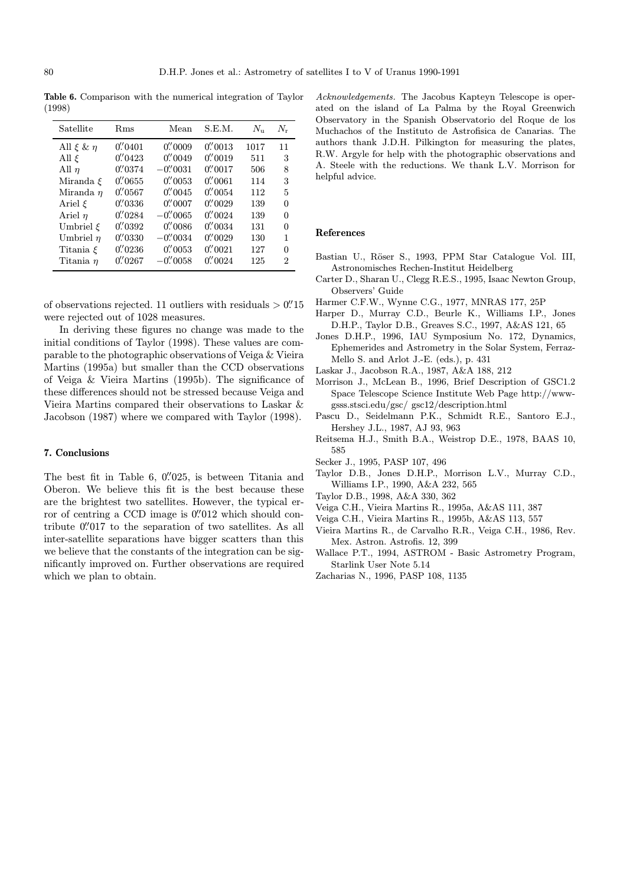**Table 6.** Comparison with the numerical integration of Taylor (1998)

| Satellite | Rms | Mean | S.E.M. | $N_u$ | $N_r$ |
|---|---|---|---|---|---|
| All $\xi$ & $\eta$ | $0.''0401$ | $0.''0009$ | $0.''0013$ | 1017 | 11 |
| All $\xi$ | $0.''0423$ | $0.''0049$ | $0.''0019$ | 511 | 3 |
| All $\eta$ | $0.''0374$ | $-0.''0031$ | $0.''0017$ | 506 | 8 |
| Miranda $\xi$ | $0.''0655$ | $0.''0053$ | $0.''0061$ | 114 | 3 |
| Miranda $\eta$ | $0.''0567$ | $0.''0045$ | $0.''0054$ | 112 | 5 |
| Ariel $\xi$ | $0.''0336$ | $0.''0007$ | $0.''0029$ | 139 | 0 |
| Ariel $\eta$ | $0.''0284$ | $-0.''0065$ | $0.''0024$ | 139 | 0 |
| Umbriel $\xi$ | $0.''0392$ | $0.''0086$ | $0.''0034$ | 131 | 0 |
| Umbriel $\eta$ | $0.''0330$ | $-0.''0034$ | $0.''0029$ | 130 | 1 |
| Titania $\xi$ | $0.''0236$ | $0.''0053$ | $0.''0021$ | 127 | 0 |
| Titania $\eta$ | $0.''0267$ | $-0.''0058$ | $0.''0024$ | 125 | 2 |

of observations rejected. 11 outliers with residuals $> 0.''15$ were rejected out of 1028 measures.

In deriving these figures no change was made to the initial conditions of Taylor (1998). These values are comparable to the photographic observations of Veiga & Vieira Martins (1995a) but smaller than the CCD observations of Veiga & Vieira Martins (1995b). The significance of these differences should not be stressed because Veiga and Vieira Martins compared their observations to Laskar & Jacobson (1987) where we compared with Taylor (1998).

## 7. Conclusions

The best fit in Table 6, $0.''025$, is between Titania and Oberon. We believe this fit is the best because these are the brightest two satellites. However, the typical error of centring a CCD image is $0.''012$ which should contribute $0.''017$ to the separation of two satellites. As all inter-satellite separations have bigger scatters than this we believe that the constants of the integration can be significantly improved on. Further observations are required which we plan to obtain.

*Acknowledgements.* The Jacobus Kapteyn Telescope is operated on the island of La Palma by the Royal Greenwich Observatory in the Spanish Observatorio del Roque de los Muchachos of the Instituto de Astrofisica de Canarias. The authors thank J.D.H. Pilkington for measuring the plates, R.W. Argyle for help with the photographic observations and A. Steele with the reductions. We thank L.V. Morrison for helpful advice.

## References

Bastian U., Röser S., 1993, PPM Star Catalogue Vol. III, Astronomisches Rechen-Institut Heidelberg

Carter D., Sharan U., Clegg R.E.S., 1995, Isaac Newton Group, Observers' Guide

Harmer C.F.W., Wynne C.G., 1977, MNRAS 177, 25P

Harper D., Murray C.D., Beurle K., Williams I.P., Jones D.H.P., Taylor D.B., Greaves S.C., 1997, A&AS 121, 65

Jones D.H.P., 1996, IAU Symposium No. 172, Dynamics, Ephemerides and Astrometry in the Solar System, Ferraz-Mello S. and Arlot J.-E. (eds.), p. 431

Laskar J., Jacobson R.A., 1987, A&A 188, 212

Morrison J., McLean B., 1996, Brief Description of GSC1.2 Space Telescope Science Institute Web Page http://www-gsss.stsci.edu/gsc/ gsc12/description.html

Pascu D., Seidelmann P.K., Schmidt R.E., Santoro E.J., Hershey J.L., 1987, AJ 93, 963

Reitsema H.J., Smith B.A., Weistrop D.E., 1978, BAAS 10, 585

Secker J., 1995, PASP 107, 496

Taylor D.B., Jones D.H.P., Morrison L.V., Murray C.D., Williams I.P., 1990, A&A 232, 565

Taylor D.B., 1998, A&A 330, 362

Veiga C.H., Vieira Martins R., 1995a, A&AS 111, 387

Veiga C.H., Vieira Martins R., 1995b, A&AS 113, 557

Vieira Martins R., de Carvalho R.R., Veiga C.H., 1986, Rev. Mex. Astron. Astrofis. 12, 399

Wallace P.T., 1994, ASTROM - Basic Astrometry Program, Starlink User Note 5.14

Zacharias N., 1996, PASP 108, 1135